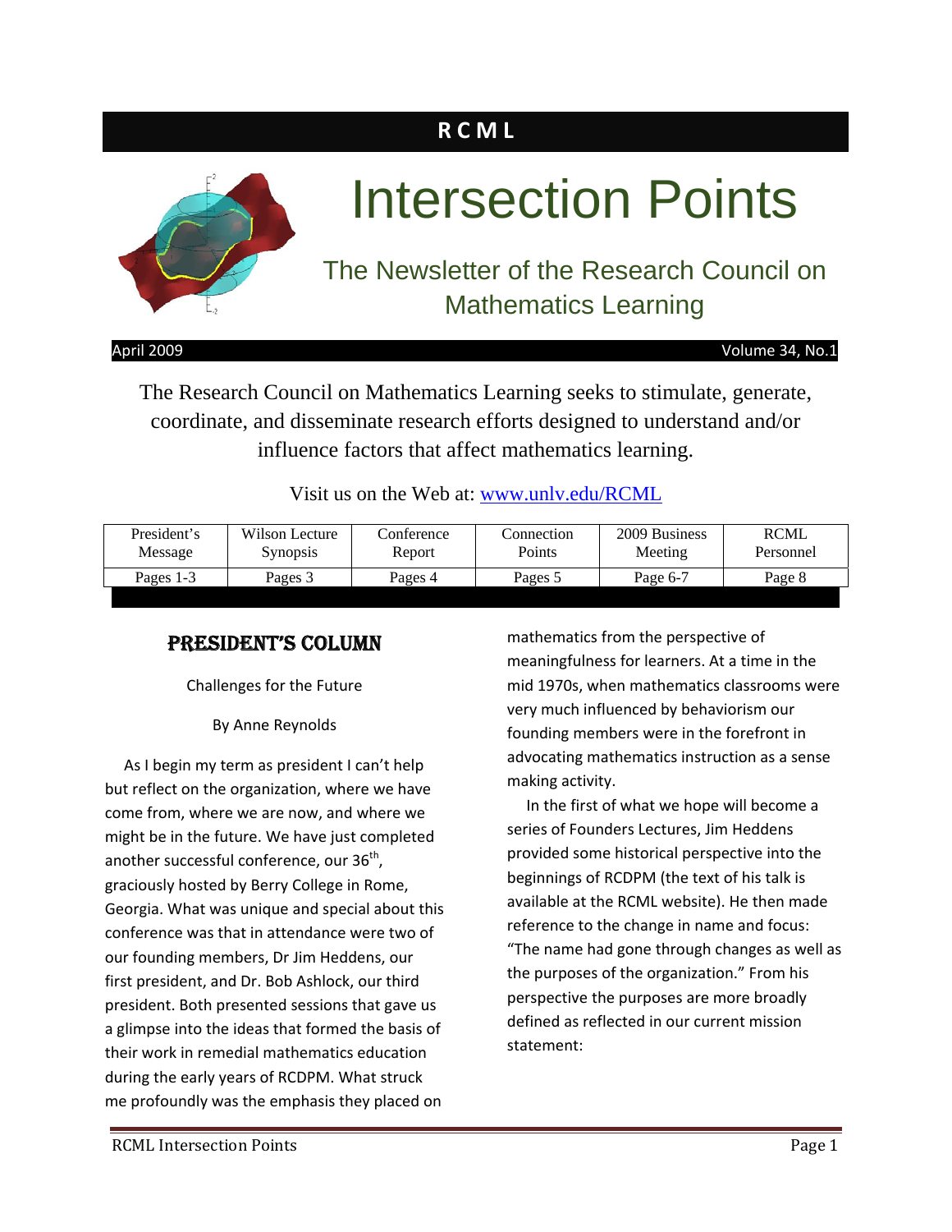**R C M L**

# Intersection Points

## The Newsletter of the Research Council on Mathematics Learning

April 2009 Volume 34, No.1

The Research Council on Mathematics Learning seeks to stimulate, generate, coordinate, and disseminate research efforts designed to understand and/or influence factors that affect mathematics learning.

Visit us on the Web at: [www.unlv.edu/RCML](http://www.unlv.edu/RCML)

| President's Message | Wilson Lecture Synopsis | Conference Report | Connection Points | 2009 Business Meeting | RCML Personnel |
|---|---|---|---|---|---|
| Pages 1-3 | Pages 3 | Pages 4 | Pages 5 | Page 6-7 | Page 8 |

## PRESIDENT'S COLUMN

Challenges for the Future

By Anne Reynolds

As I begin my term as president I can't help but reflect on the organization, where we have come from, where we are now, and where we might be in the future. We have just completed another successful conference, our 36th, graciously hosted by Berry College in Rome, Georgia. What was unique and special about this conference was that in attendance were two of our founding members, Dr Jim Heddens, our first president, and Dr. Bob Ashlock, our third president. Both presented sessions that gave us a glimpse into the ideas that formed the basis of their work in remedial mathematics education during the early years of RCDPM. What struck me profoundly was the emphasis they placed on mathematics from the perspective of meaningfulness for learners. At a time in the mid 1970s, when mathematics classrooms were very much influenced by behaviorism our founding members were in the forefront in advocating mathematics instruction as a sense making activity.

In the first of what we hope will become a series of Founders Lectures, Jim Heddens provided some historical perspective into the beginnings of RCDPM (the text of his talk is available at the RCML website). He then made reference to the change in name and focus: "The name had gone through changes as well as the purposes of the organization." From his perspective the purposes are more broadly defined as reflected in our current mission statement: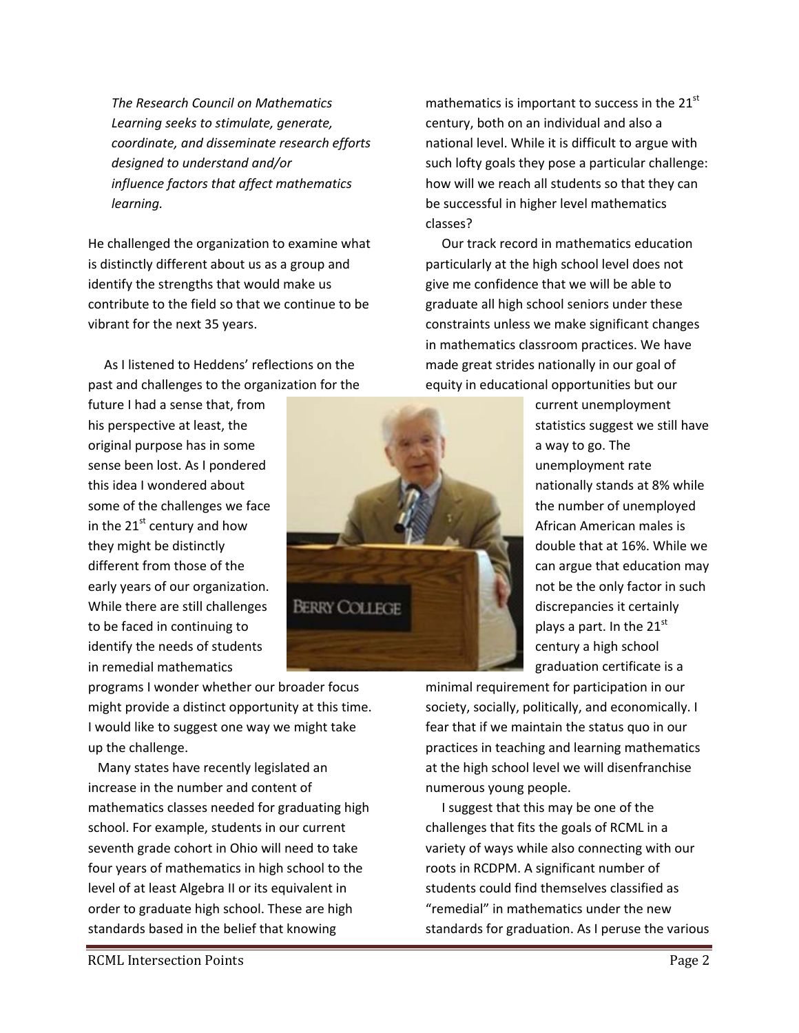*The Research Council on Mathematics Learning seeks to stimulate, generate, coordinate, and disseminate research efforts designed to understand and/or influence factors that affect mathematics learning.*

He challenged the organization to examine what is distinctly different about us as a group and identify the strengths that would make us contribute to the field so that we continue to be vibrant for the next 35 years.

As I listened to Heddens' reflections on the past and challenges to the organization for the future I had a sense that, from his perspective at least, the original purpose has in some sense been lost. As I pondered this idea I wondered about some of the challenges we face in the 21st century and how they might be distinctly different from those of the early years of our organization. While there are still challenges to be faced in continuing to identify the needs of students in remedial mathematics programs I wonder whether our broader focus might provide a distinct opportunity at this time. I would like to suggest one way we might take up the challenge.

Many states have recently legislated an increase in the number and content of mathematics classes needed for graduating high school. For example, students in our current seventh grade cohort in Ohio will need to take four years of mathematics in high school to the level of at least Algebra II or its equivalent in order to graduate high school. These are high standards based in the belief that knowing mathematics is important to success in the 21st century, both on an individual and also a national level. While it is difficult to argue with such lofty goals they pose a particular challenge: how will we reach all students so that they can be successful in higher level mathematics classes?

Our track record in mathematics education particularly at the high school level does not give me confidence that we will be able to graduate all high school seniors under these constraints unless we make significant changes in mathematics classroom practices. We have made great strides nationally in our goal of equity in educational opportunities but our current unemployment statistics suggest we still have a way to go. The unemployment rate nationally stands at 8% while the number of unemployed African American males is double that at 16%. While we can argue that education may not be the only factor in such discrepancies it certainly plays a part. In the 21st century a high school graduation certificate is a minimal requirement for participation in our society, socially, politically, and economically. I fear that if we maintain the status quo in our practices in teaching and learning mathematics at the high school level we will disenfranchise numerous young people.

I suggest that this may be one of the challenges that fits the goals of RCML in a variety of ways while also connecting with our roots in RCDPM. A significant number of students could find themselves classified as "remedial" in mathematics under the new standards for graduation. As I peruse the various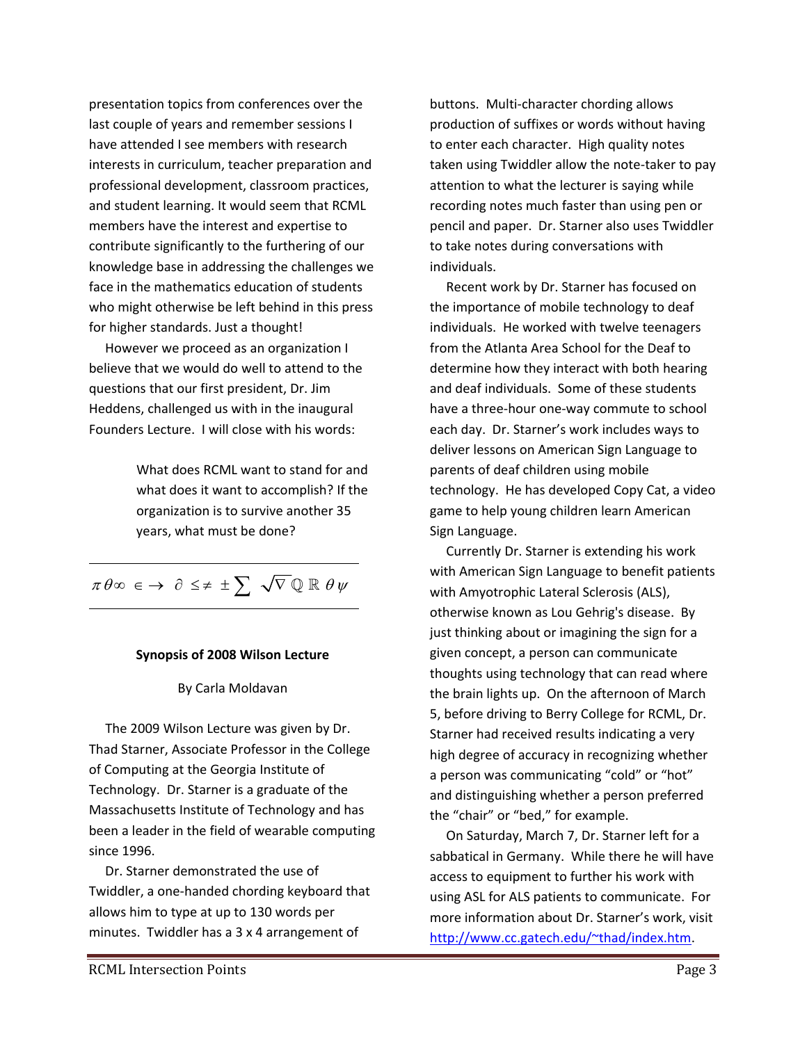presentation topics from conferences over the last couple of years and remember sessions I have attended I see members with research interests in curriculum, teacher preparation and professional development, classroom practices, and student learning. It would seem that RCML members have the interest and expertise to contribute significantly to the furthering of our knowledge base in addressing the challenges we face in the mathematics education of students who might otherwise be left behind in this press for higher standards. Just a thought!

However we proceed as an organization I believe that we would do well to attend to the questions that our first president, Dr. Jim Heddens, challenged us with in the inaugural Founders Lecture. I will close with his words:

> What does RCML want to stand for and what does it want to accomplish? If the organization is to survive another 35 years, what must be done?

---

$\pi\,\theta\infty\ \in\rightarrow\ \partial\ \leq\neq\ \pm\sum\ \sqrt{\nabla}\,\mathbb{Q}\ \mathbb{R}\ \theta\,\psi$

---

**Synopsis of 2008 Wilson Lecture**

By Carla Moldavan

The 2009 Wilson Lecture was given by Dr. Thad Starner, Associate Professor in the College of Computing at the Georgia Institute of Technology. Dr. Starner is a graduate of the Massachusetts Institute of Technology and has been a leader in the field of wearable computing since 1996.

Dr. Starner demonstrated the use of Twiddler, a one-handed chording keyboard that allows him to type at up to 130 words per minutes. Twiddler has a 3 x 4 arrangement of buttons. Multi-character chording allows production of suffixes or words without having to enter each character. High quality notes taken using Twiddler allow the note-taker to pay attention to what the lecturer is saying while recording notes much faster than using pen or pencil and paper. Dr. Starner also uses Twiddler to take notes during conversations with individuals.

Recent work by Dr. Starner has focused on the importance of mobile technology to deaf individuals. He worked with twelve teenagers from the Atlanta Area School for the Deaf to determine how they interact with both hearing and deaf individuals. Some of these students have a three-hour one-way commute to school each day. Dr. Starner's work includes ways to deliver lessons on American Sign Language to parents of deaf children using mobile technology. He has developed Copy Cat, a video game to help young children learn American Sign Language.

Currently Dr. Starner is extending his work with American Sign Language to benefit patients with Amyotrophic Lateral Sclerosis (ALS), otherwise known as Lou Gehrig's disease. By just thinking about or imagining the sign for a given concept, a person can communicate thoughts using technology that can read where the brain lights up. On the afternoon of March 5, before driving to Berry College for RCML, Dr. Starner had received results indicating a very high degree of accuracy in recognizing whether a person was communicating "cold" or "hot" and distinguishing whether a person preferred the "chair" or "bed," for example.

On Saturday, March 7, Dr. Starner left for a sabbatical in Germany. While there he will have access to equipment to further his work with using ASL for ALS patients to communicate. For more information about Dr. Starner's work, visit http://www.cc.gatech.edu/~thad/index.htm.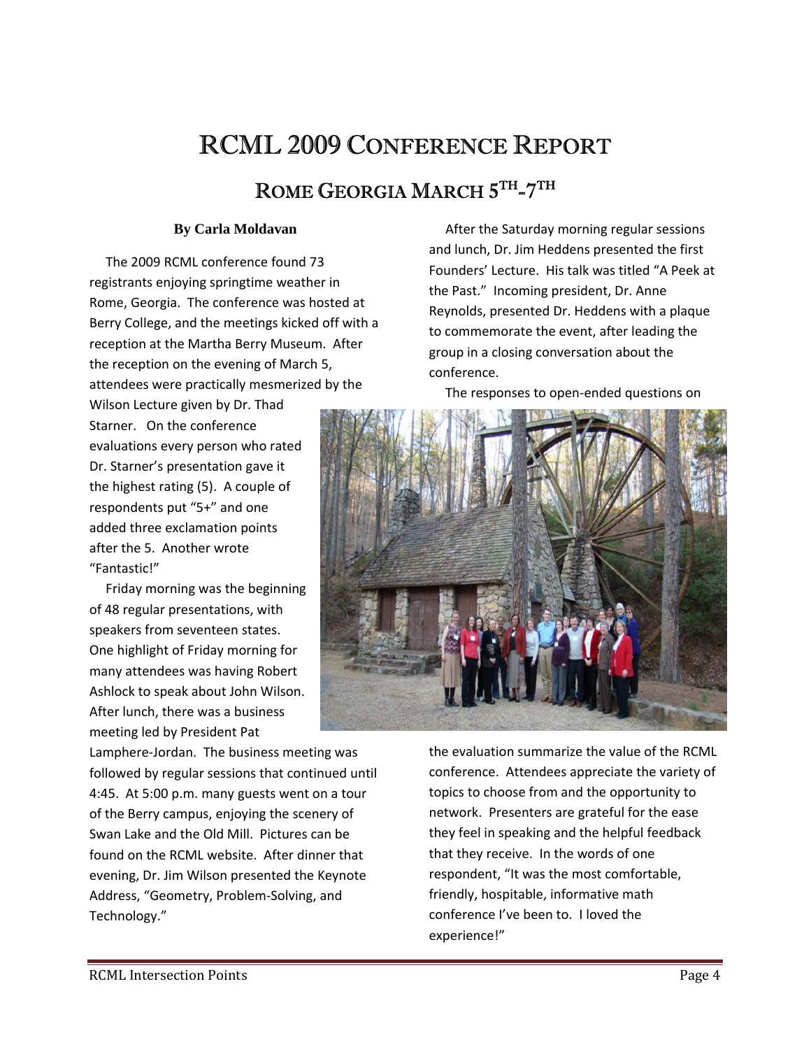# RCML 2009 Conference Report

## Rome Georgia March 5th-7th

**By Carla Moldavan**

The 2009 RCML conference found 73 registrants enjoying springtime weather in Rome, Georgia. The conference was hosted at Berry College, and the meetings kicked off with a reception at the Martha Berry Museum. After the reception on the evening of March 5, attendees were practically mesmerized by the Wilson Lecture given by Dr. Thad Starner. On the conference evaluations every person who rated Dr. Starner's presentation gave it the highest rating (5). A couple of respondents put "5+" and one added three exclamation points after the 5. Another wrote "Fantastic!"

Friday morning was the beginning of 48 regular presentations, with speakers from seventeen states. One highlight of Friday morning for many attendees was having Robert Ashlock to speak about John Wilson. After lunch, there was a business meeting led by President Pat Lamphere-Jordan. The business meeting was followed by regular sessions that continued until 4:45. At 5:00 p.m. many guests went on a tour of the Berry campus, enjoying the scenery of Swan Lake and the Old Mill. Pictures can be found on the RCML website. After dinner that evening, Dr. Jim Wilson presented the Keynote Address, "Geometry, Problem-Solving, and Technology."

After the Saturday morning regular sessions and lunch, Dr. Jim Heddens presented the first Founders' Lecture. His talk was titled "A Peek at the Past." Incoming president, Dr. Anne Reynolds, presented Dr. Heddens with a plaque to commemorate the event, after leading the group in a closing conversation about the conference.

The responses to open-ended questions on the evaluation summarize the value of the RCML conference. Attendees appreciate the variety of topics to choose from and the opportunity to network. Presenters are grateful for the ease they feel in speaking and the helpful feedback that they receive. In the words of one respondent, "It was the most comfortable, friendly, hospitable, informative math conference I've been to. I loved the experience!"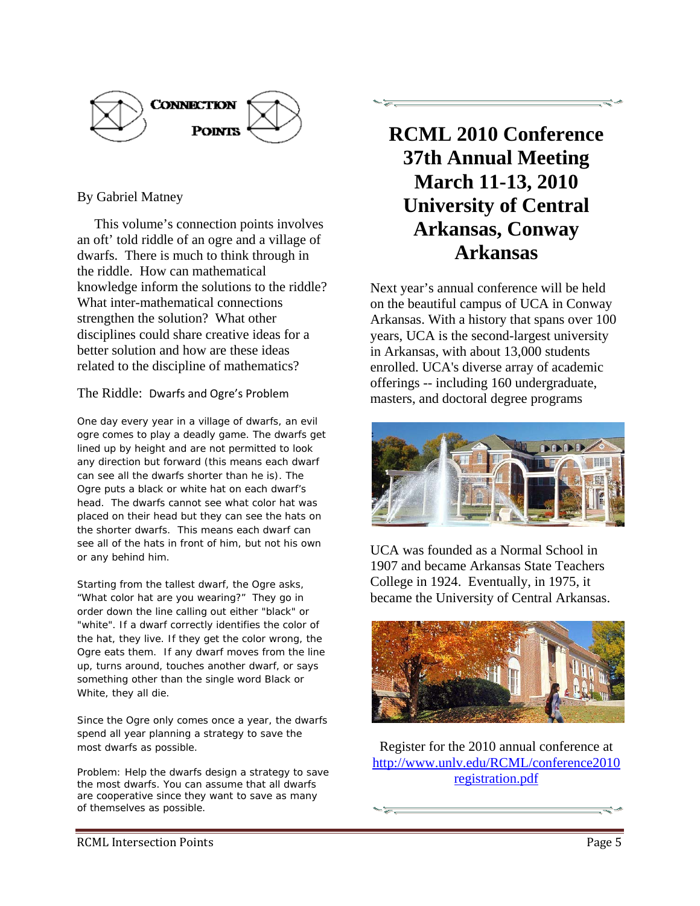# Connection Points

By Gabriel Matney

This volume's connection points involves an oft' told riddle of an ogre and a village of dwarfs. There is much to think through in the riddle. How can mathematical knowledge inform the solutions to the riddle? What inter-mathematical connections strengthen the solution? What other disciplines could share creative ideas for a better solution and how are these ideas related to the discipline of mathematics?

The Riddle: Dwarfs and Ogre's Problem

One day every year in a village of dwarfs, an evil ogre comes to play a deadly game. The dwarfs get lined up by height and are not permitted to look any direction but forward (this means each dwarf can see all the dwarfs shorter than he is). The Ogre puts a black or white hat on each dwarf's head. The dwarfs cannot see what color hat was placed on their head but they can see the hats on the shorter dwarfs. This means each dwarf can see all of the hats in front of him, but not his own or any behind him.

Starting from the tallest dwarf, the Ogre asks, "What color hat are you wearing?" They go in order down the line calling out either "black" or "white". If a dwarf correctly identifies the color of the hat, they live. If they get the color wrong, the Ogre eats them. If any dwarf moves from the line up, turns around, touches another dwarf, or says something other than the single word Black or White, they all die.

Since the Ogre only comes once a year, the dwarfs spend all year planning a strategy to save the most dwarfs as possible.

Problem: Help the dwarfs design a strategy to save the most dwarfs. You can assume that all dwarfs are cooperative since they want to save as many of themselves as possible.

# RCML 2010 Conference 37th Annual Meeting March 11-13, 2010 University of Central Arkansas, Conway Arkansas

Next year's annual conference will be held on the beautiful campus of UCA in Conway Arkansas. With a history that spans over 100 years, UCA is the second-largest university in Arkansas, with about 13,000 students enrolled. UCA's diverse array of academic offerings -- including 160 undergraduate, masters, and doctoral degree programs

UCA was founded as a Normal School in 1907 and became Arkansas State Teachers College in 1924. Eventually, in 1975, it became the University of Central Arkansas.

Register for the 2010 annual conference at http://www.unlv.edu/RCML/conference2010registration.pdf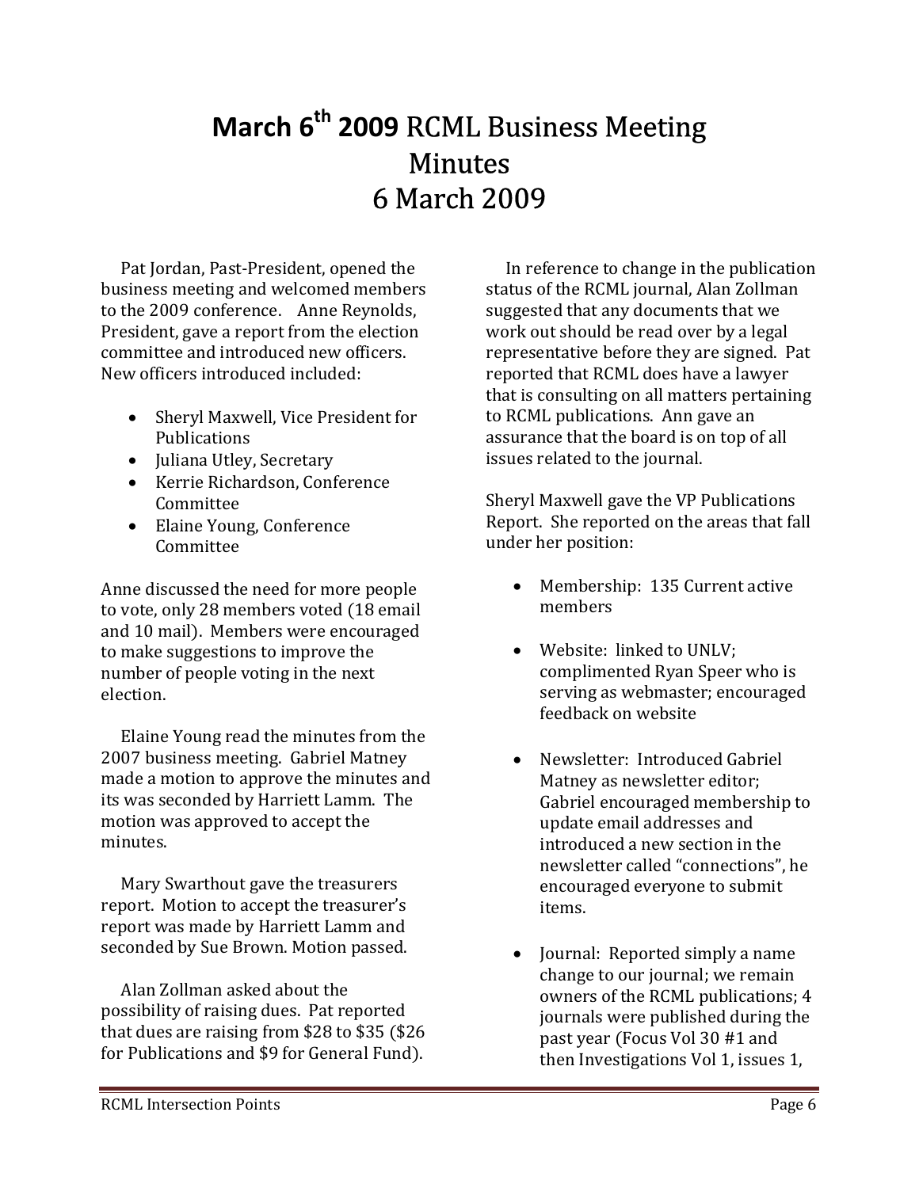# **March 6th 2009** RCML Business Meeting Minutes 6 March 2009

Pat Jordan, Past-President, opened the business meeting and welcomed members to the 2009 conference. Anne Reynolds, President, gave a report from the election committee and introduced new officers. New officers introduced included:

- Sheryl Maxwell, Vice President for Publications
- Juliana Utley, Secretary
- Kerrie Richardson, Conference Committee
- Elaine Young, Conference Committee

Anne discussed the need for more people to vote, only 28 members voted (18 email and 10 mail). Members were encouraged to make suggestions to improve the number of people voting in the next election.

Elaine Young read the minutes from the 2007 business meeting. Gabriel Matney made a motion to approve the minutes and its was seconded by Harriett Lamm. The motion was approved to accept the minutes.

Mary Swarthout gave the treasurers report. Motion to accept the treasurer's report was made by Harriett Lamm and seconded by Sue Brown. Motion passed.

Alan Zollman asked about the possibility of raising dues. Pat reported that dues are raising from $28 to $35 ($26 for Publications and $9 for General Fund).

In reference to change in the publication status of the RCML journal, Alan Zollman suggested that any documents that we work out should be read over by a legal representative before they are signed. Pat reported that RCML does have a lawyer that is consulting on all matters pertaining to RCML publications. Ann gave an assurance that the board is on top of all issues related to the journal.

Sheryl Maxwell gave the VP Publications Report. She reported on the areas that fall under her position:

- Membership: 135 Current active members
- Website: linked to UNLV; complimented Ryan Speer who is serving as webmaster; encouraged feedback on website
- Newsletter: Introduced Gabriel Matney as newsletter editor; Gabriel encouraged membership to update email addresses and introduced a new section in the newsletter called "connections", he encouraged everyone to submit items.
- Journal: Reported simply a name change to our journal; we remain owners of the RCML publications; 4 journals were published during the past year (Focus Vol 30 #1 and then Investigations Vol 1, issues 1,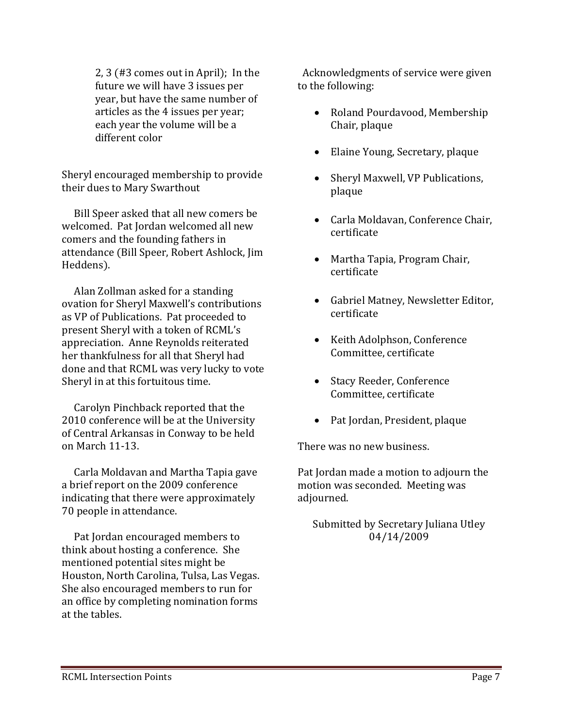2, 3 (#3 comes out in April); In the future we will have 3 issues per year, but have the same number of articles as the 4 issues per year; each year the volume will be a different color

Sheryl encouraged membership to provide their dues to Mary Swarthout

Bill Speer asked that all new comers be welcomed. Pat Jordan welcomed all new comers and the founding fathers in attendance (Bill Speer, Robert Ashlock, Jim Heddens).

Alan Zollman asked for a standing ovation for Sheryl Maxwell's contributions as VP of Publications. Pat proceeded to present Sheryl with a token of RCML's appreciation. Anne Reynolds reiterated her thankfulness for all that Sheryl had done and that RCML was very lucky to vote Sheryl in at this fortuitous time.

Carolyn Pinchback reported that the 2010 conference will be at the University of Central Arkansas in Conway to be held on March 11-13.

Carla Moldavan and Martha Tapia gave a brief report on the 2009 conference indicating that there were approximately 70 people in attendance.

Pat Jordan encouraged members to think about hosting a conference. She mentioned potential sites might be Houston, North Carolina, Tulsa, Las Vegas. She also encouraged members to run for an office by completing nomination forms at the tables.

Acknowledgments of service were given to the following:

- Roland Pourdavood, Membership Chair, plaque
- Elaine Young, Secretary, plaque
- Sheryl Maxwell, VP Publications, plaque
- Carla Moldavan, Conference Chair, certificate
- Martha Tapia, Program Chair, certificate
- Gabriel Matney, Newsletter Editor, certificate
- Keith Adolphson, Conference Committee, certificate
- Stacy Reeder, Conference Committee, certificate
- Pat Jordan, President, plaque

There was no new business.

Pat Jordan made a motion to adjourn the motion was seconded. Meeting was adjourned.

Submitted by Secretary Juliana Utley
04/14/2009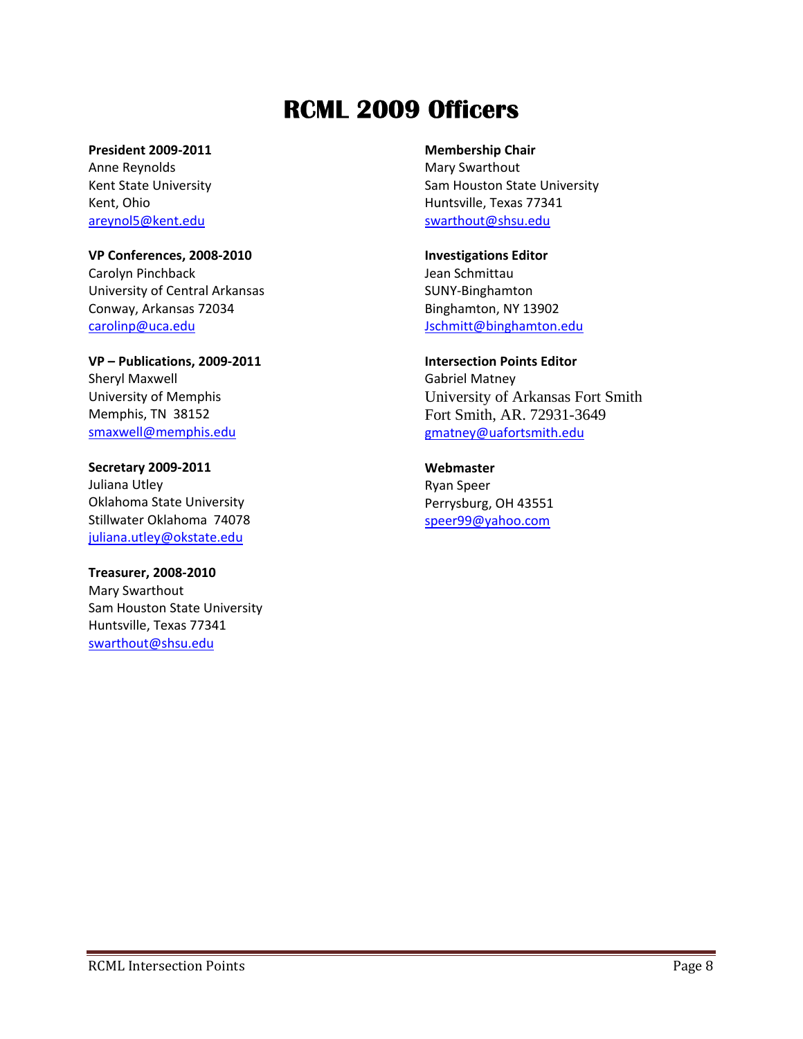# RCML 2009 Officers

**President 2009-2011**
Anne Reynolds
Kent State University
Kent, Ohio
areynol5@kent.edu

**VP Conferences, 2008-2010**
Carolyn Pinchback
University of Central Arkansas
Conway, Arkansas 72034
carolinp@uca.edu

**VP – Publications, 2009-2011**
Sheryl Maxwell
University of Memphis
Memphis, TN 38152
smaxwell@memphis.edu

**Secretary 2009-2011**
Juliana Utley
Oklahoma State University
Stillwater Oklahoma 74078
juliana.utley@okstate.edu

**Treasurer, 2008-2010**
Mary Swarthout
Sam Houston State University
Huntsville, Texas 77341
swarthout@shsu.edu

**Membership Chair**
Mary Swarthout
Sam Houston State University
Huntsville, Texas 77341
swarthout@shsu.edu

**Investigations Editor**
Jean Schmittau
SUNY-Binghamton
Binghamton, NY 13902
Jschmitt@binghamton.edu

**Intersection Points Editor**
Gabriel Matney
University of Arkansas Fort Smith
Fort Smith, AR. 72931-3649
gmatney@uafortsmith.edu

**Webmaster**
Ryan Speer
Perrysburg, OH 43551
speer99@yahoo.com